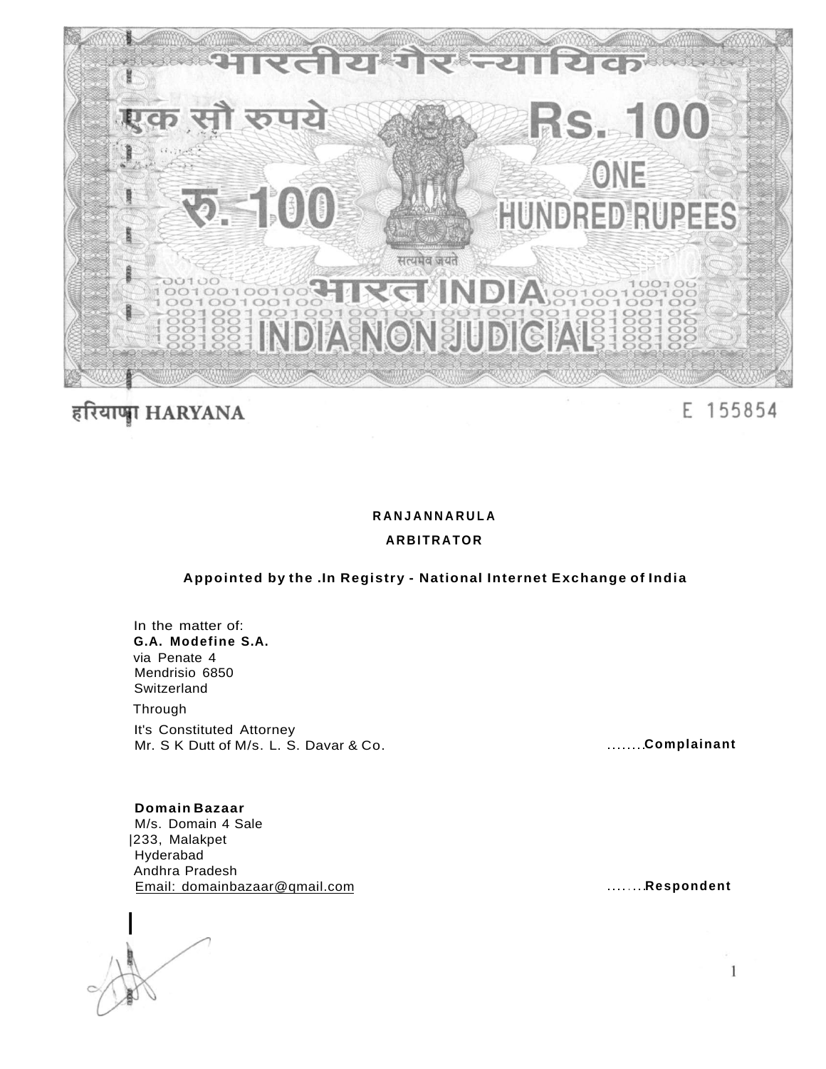भारतीय गैर न्यायिक

एक सौ रुपये Rs. 100

रु. 100 ONE HUNDRED RUPEES

सत्यमेव जयते

भारत INDIA

INDIA NON JUDICIAL

हरियाणा HARYANA

E 155854

**RANJANNARULA**

**ARBITRATOR**

**Appointed by the .In Registry - National Internet Exchange of India**

In the matter of:
**G.A. Modefine S.A.**
via Penate 4
Mendrisio 6850
Switzerland

Through

It's Constituted Attorney
Mr. S K Dutt of M/s. L. S. Davar & Co. ........**Complainant**

**Domain Bazaar**
M/s. Domain 4 Sale
|233, Malakpet
Hyderabad
Andhra Pradesh
Email: domainbazaar@qmail.com ........**Respondent**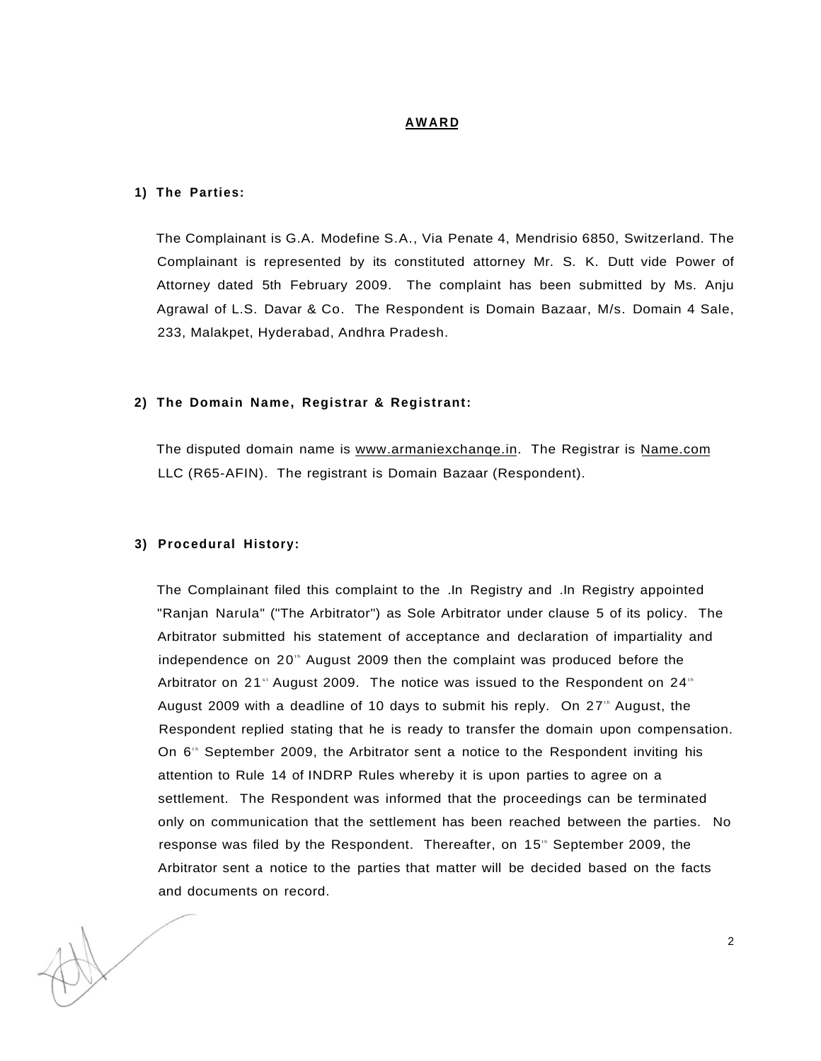# AWARD

**1) The Parties:**

The Complainant is G.A. Modefine S.A., Via Penate 4, Mendrisio 6850, Switzerland. The Complainant is represented by its constituted attorney Mr. S. K. Dutt vide Power of Attorney dated 5th February 2009. The complaint has been submitted by Ms. Anju Agrawal of L.S. Davar & Co. The Respondent is Domain Bazaar, M/s. Domain 4 Sale, 233, Malakpet, Hyderabad, Andhra Pradesh.

**2) The Domain Name, Registrar & Registrant:**

The disputed domain name is www.armaniexchanqe.in. The Registrar is Name.com LLC (R65-AFIN). The registrant is Domain Bazaar (Respondent).

**3) Procedural History:**

The Complainant filed this complaint to the .In Registry and .In Registry appointed "Ranjan Narula" ("The Arbitrator") as Sole Arbitrator under clause 5 of its policy. The Arbitrator submitted his statement of acceptance and declaration of impartiality and independence on 20th August 2009 then the complaint was produced before the Arbitrator on 21st August 2009. The notice was issued to the Respondent on 24th August 2009 with a deadline of 10 days to submit his reply. On 27th August, the Respondent replied stating that he is ready to transfer the domain upon compensation. On 6th September 2009, the Arbitrator sent a notice to the Respondent inviting his attention to Rule 14 of INDRP Rules whereby it is upon parties to agree on a settlement. The Respondent was informed that the proceedings can be terminated only on communication that the settlement has been reached between the parties. No response was filed by the Respondent. Thereafter, on 15th September 2009, the Arbitrator sent a notice to the parties that matter will be decided based on the facts and documents on record.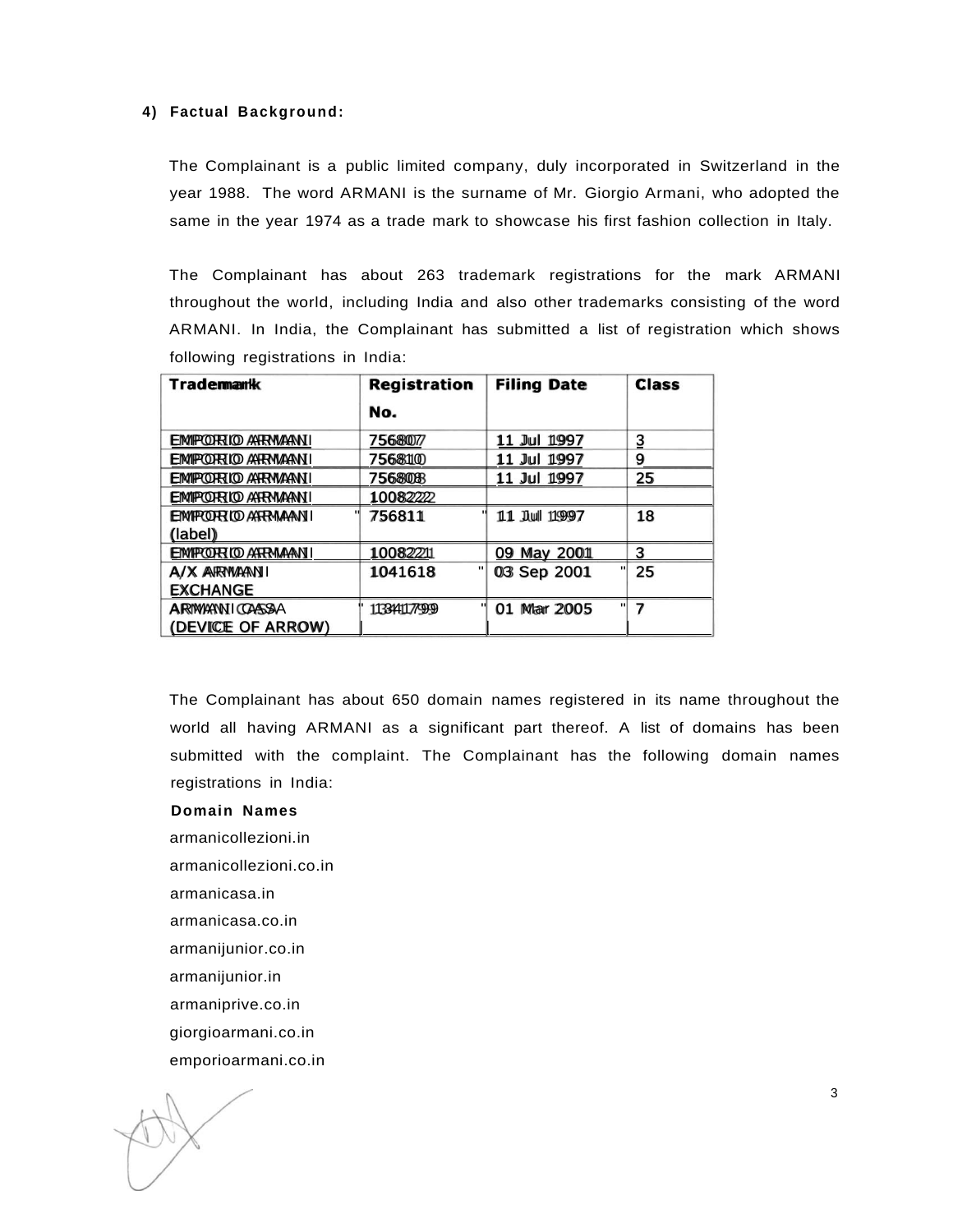## 4) Factual Background:

The Complainant is a public limited company, duly incorporated in Switzerland in the year 1988. The word ARMANI is the surname of Mr. Giorgio Armani, who adopted the same in the year 1974 as a trade mark to showcase his first fashion collection in Italy.

The Complainant has about 263 trademark registrations for the mark ARMANI throughout the world, including India and also other trademarks consisting of the word ARMANI. In India, the Complainant has submitted a list of registration which shows following registrations in India:

| Trademark | Registration No. | Filing Date | Class |
|---|---|---|---|
| EMPORIO ARMANI | 756807 | 11 Jul 1997 | 3 |
| EMPORIO ARMANI | 756810 | 11 Jul 1997 | 9 |
| EMPORIO ARMANI | 756808 | 11 Jul 1997 | 25 |
| EMPORIO ARMANI | 1008222 | | |
| EMPORIO ARMANI (label) | 756811 | 11 Jul 1997 | 18 |
| EMPORIO ARMANI | 1008221 | 09 May 2001 | 3 |
| A/X ARMANI EXCHANGE | 1041618 | 03 Sep 2001 | 25 |
| ARMANI CASA (DEVICE OF ARROW) | 1341799 | 01 Mar 2005 | 7 |

The Complainant has about 650 domain names registered in its name throughout the world all having ARMANI as a significant part thereof. A list of domains has been submitted with the complaint. The Complainant has the following domain names registrations in India:

**Domain Names**

armanicollezioni.in
armanicollezioni.co.in
armanicasa.in
armanicasa.co.in
armanijunior.co.in
armanijunior.in
armaniprive.co.in
giorgioarmani.co.in
emporioarmani.co.in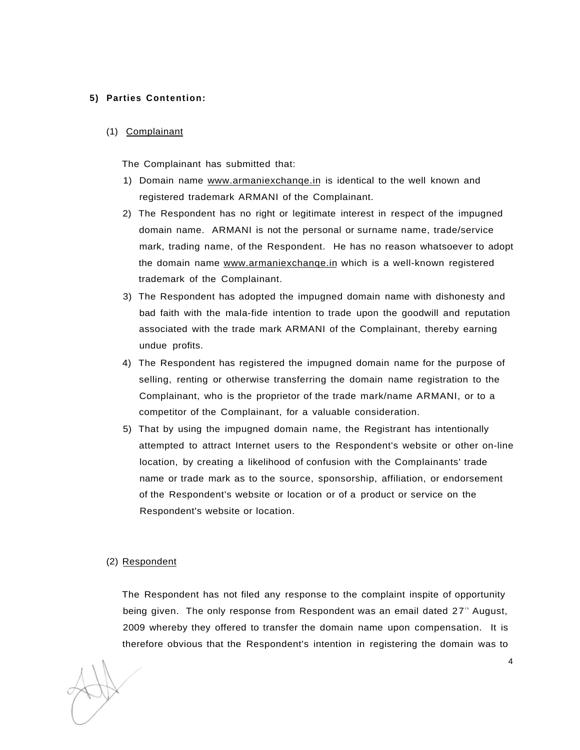**5) Parties Contention:**

(1) Complainant

The Complainant has submitted that:

1) Domain name www.armaniexchanqe.in is identical to the well known and registered trademark ARMANI of the Complainant.
2) The Respondent has no right or legitimate interest in respect of the impugned domain name. ARMANI is not the personal or surname name, trade/service mark, trading name, of the Respondent. He has no reason whatsoever to adopt the domain name www.armaniexchanqe.in which is a well-known registered trademark of the Complainant.
3) The Respondent has adopted the impugned domain name with dishonesty and bad faith with the mala-fide intention to trade upon the goodwill and reputation associated with the trade mark ARMANI of the Complainant, thereby earning undue profits.
4) The Respondent has registered the impugned domain name for the purpose of selling, renting or otherwise transferring the domain name registration to the Complainant, who is the proprietor of the trade mark/name ARMANI, or to a competitor of the Complainant, for a valuable consideration.
5) That by using the impugned domain name, the Registrant has intentionally attempted to attract Internet users to the Respondent's website or other on-line location, by creating a likelihood of confusion with the Complainants' trade name or trade mark as to the source, sponsorship, affiliation, or endorsement of the Respondent's website or location or of a product or service on the Respondent's website or location.

(2) Respondent

The Respondent has not filed any response to the complaint inspite of opportunity being given. The only response from Respondent was an email dated 27[th] August, 2009 whereby they offered to transfer the domain name upon compensation. It is therefore obvious that the Respondent's intention in registering the domain was to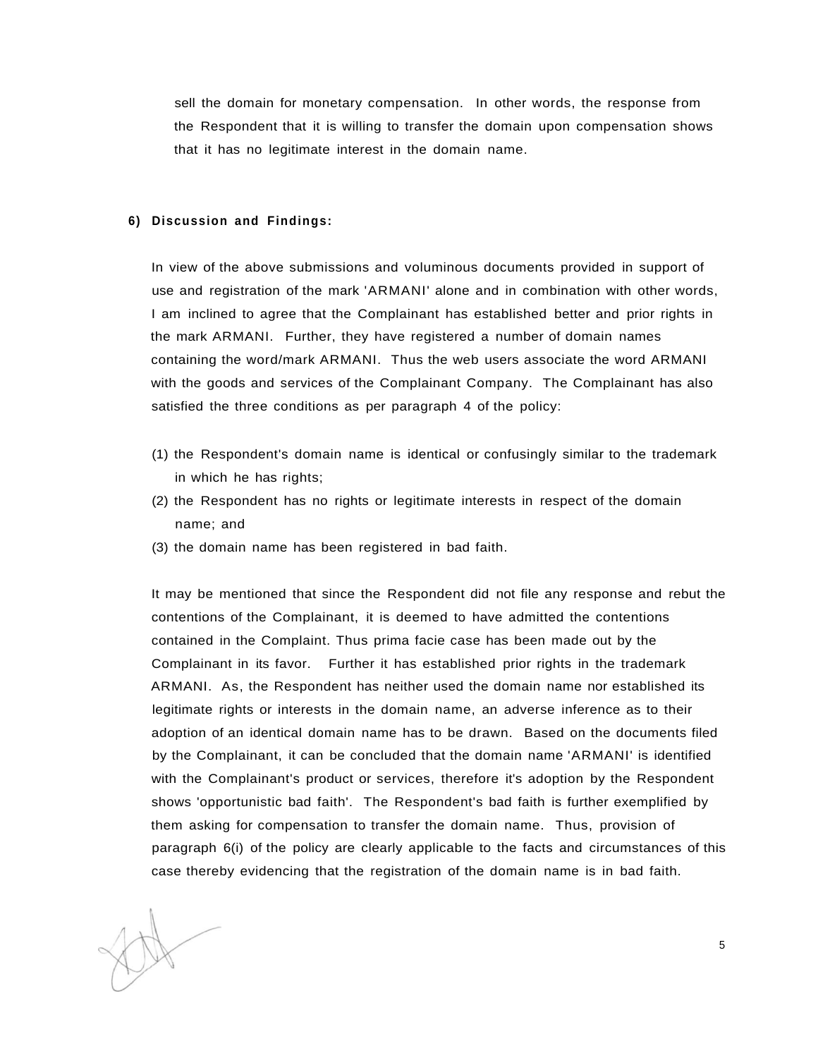sell the domain for monetary compensation. In other words, the response from the Respondent that it is willing to transfer the domain upon compensation shows that it has no legitimate interest in the domain name.

**6) Discussion and Findings:**

In view of the above submissions and voluminous documents provided in support of use and registration of the mark 'ARMANI' alone and in combination with other words, I am inclined to agree that the Complainant has established better and prior rights in the mark ARMANI. Further, they have registered a number of domain names containing the word/mark ARMANI. Thus the web users associate the word ARMANI with the goods and services of the Complainant Company. The Complainant has also satisfied the three conditions as per paragraph 4 of the policy:

(1) the Respondent's domain name is identical or confusingly similar to the trademark in which he has rights;
(2) the Respondent has no rights or legitimate interests in respect of the domain name; and
(3) the domain name has been registered in bad faith.

It may be mentioned that since the Respondent did not file any response and rebut the contentions of the Complainant, it is deemed to have admitted the contentions contained in the Complaint. Thus prima facie case has been made out by the Complainant in its favor. Further it has established prior rights in the trademark ARMANI. As, the Respondent has neither used the domain name nor established its legitimate rights or interests in the domain name, an adverse inference as to their adoption of an identical domain name has to be drawn. Based on the documents filed by the Complainant, it can be concluded that the domain name 'ARMANI' is identified with the Complainant's product or services, therefore it's adoption by the Respondent shows 'opportunistic bad faith'. The Respondent's bad faith is further exemplified by them asking for compensation to transfer the domain name. Thus, provision of paragraph 6(i) of the policy are clearly applicable to the facts and circumstances of this case thereby evidencing that the registration of the domain name is in bad faith.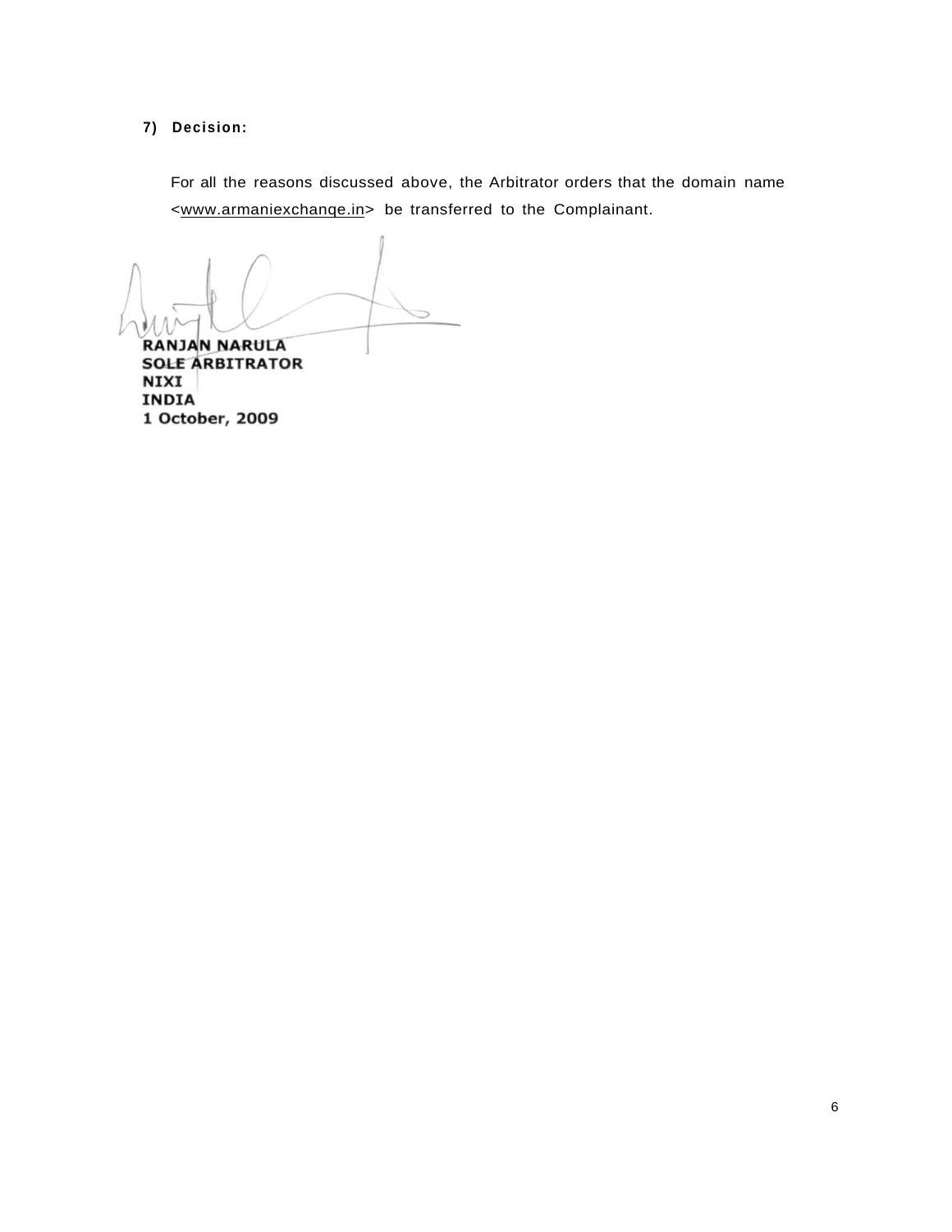**7) Decision:**

For all the reasons discussed above, the Arbitrator orders that the domain name <www.armaniexchange.in> be transferred to the Complainant.

**RANJAN NARULA**
**SOLE ARBITRATOR**
**NIXI**
**INDIA**
**1 October, 2009**